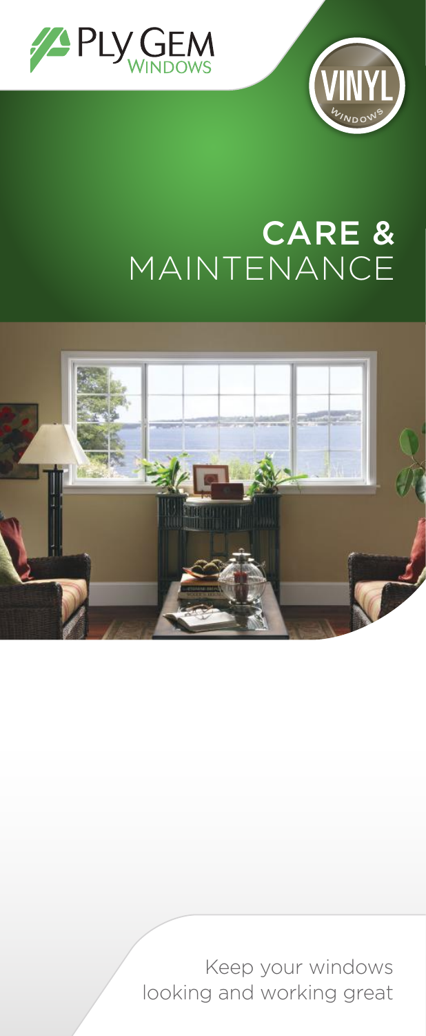PLY GEM WINDOWS

VINYL WINDOWS

# CARE & MAINTENANCE

Keep your windows looking and working great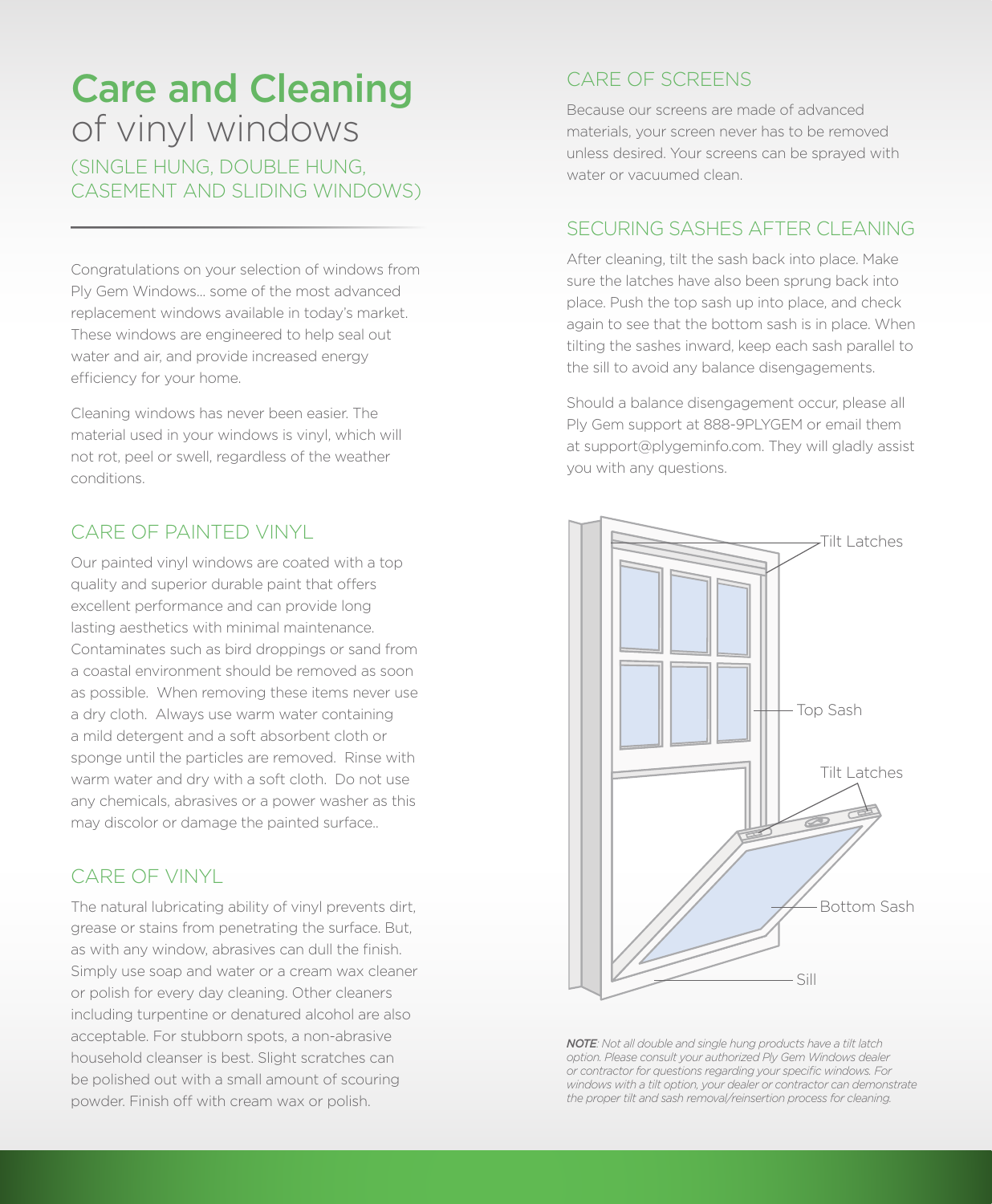# Care and Cleaning of vinyl windows

(SINGLE HUNG, DOUBLE HUNG, CASEMENT AND SLIDING WINDOWS)

Congratulations on your selection of windows from Ply Gem Windows… some of the most advanced replacement windows available in today's market. These windows are engineered to help seal out water and air, and provide increased energy efficiency for your home.

Cleaning windows has never been easier. The material used in your windows is vinyl, which will not rot, peel or swell, regardless of the weather conditions.

## CARE OF PAINTED VINYL

Our painted vinyl windows are coated with a top quality and superior durable paint that offers excellent performance and can provide long lasting aesthetics with minimal maintenance. Contaminates such as bird droppings or sand from a coastal environment should be removed as soon as possible. When removing these items never use a dry cloth. Always use warm water containing a mild detergent and a soft absorbent cloth or sponge until the particles are removed. Rinse with warm water and dry with a soft cloth. Do not use any chemicals, abrasives or a power washer as this may discolor or damage the painted surface..

## CARE OF VINYL

The natural lubricating ability of vinyl prevents dirt, grease or stains from penetrating the surface. But, as with any window, abrasives can dull the finish. Simply use soap and water or a cream wax cleaner or polish for every day cleaning. Other cleaners including turpentine or denatured alcohol are also acceptable. For stubborn spots, a non-abrasive household cleanser is best. Slight scratches can be polished out with a small amount of scouring powder. Finish off with cream wax or polish.

## CARE OF SCREENS

Because our screens are made of advanced materials, your screen never has to be removed unless desired. Your screens can be sprayed with water or vacuumed clean.

## SECURING SASHES AFTER CLEANING

After cleaning, tilt the sash back into place. Make sure the latches have also been sprung back into place. Push the top sash up into place, and check again to see that the bottom sash is in place. When tilting the sashes inward, keep each sash parallel to the sill to avoid any balance disengagements.

Should a balance disengagement occur, please all Ply Gem support at 888-9PLYGEM or email them at support@plygeminfo.com. They will gladly assist you with any questions.

Tilt Latches

Top Sash

Tilt Latches

Bottom Sash

Sill

***NOTE***: *Not all double and single hung products have a tilt latch option. Please consult your authorized Ply Gem Windows dealer or contractor for questions regarding your specific windows. For windows with a tilt option, your dealer or contractor can demonstrate the proper tilt and sash removal/reinsertion process for cleaning.*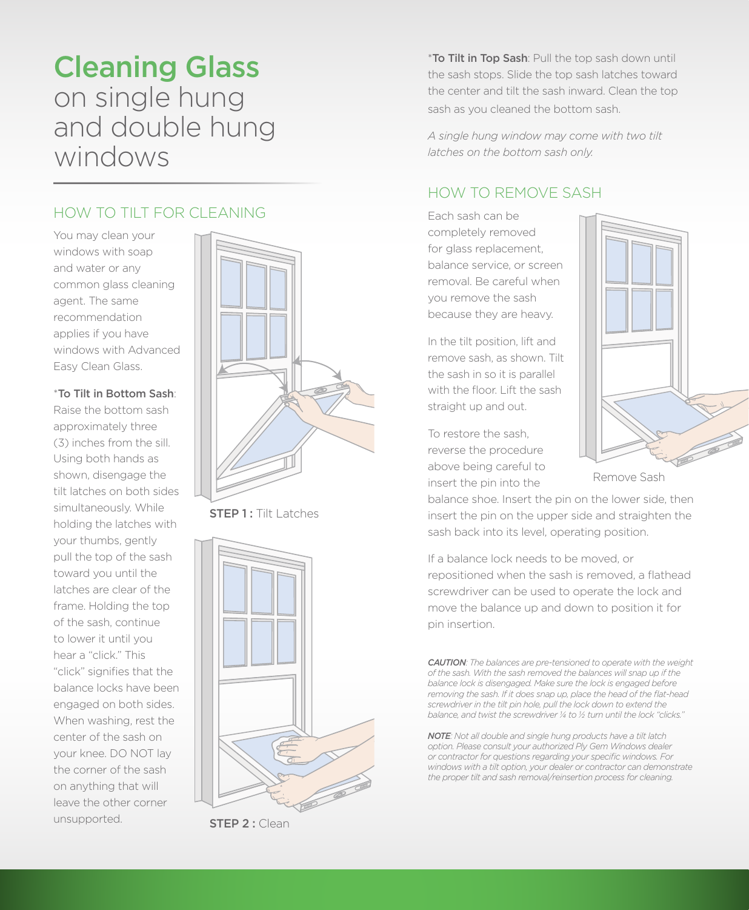# **Cleaning Glass** on single hung and double hung windows

## HOW TO TILT FOR CLEANING

You may clean your windows with soap and water or any common glass cleaning agent. The same recommendation applies if you have windows with Advanced Easy Clean Glass.

*__To Tilt in Bottom Sash__: Raise the bottom sash approximately three (3) inches from the sill. Using both hands as shown, disengage the tilt latches on both sides simultaneously. While holding the latches with your thumbs, gently pull the top of the sash toward you until the latches are clear of the frame. Holding the top of the sash, continue to lower it until you hear a "click." This "click" signifies that the balance locks have been engaged on both sides. When washing, rest the center of the sash on your knee. DO NOT lay the corner of the sash on anything that will leave the other corner unsupported.

**STEP 1 :** Tilt Latches

**STEP 2 :** Clean

*__To Tilt in Top Sash__: Pull the top sash down until the sash stops. Slide the top sash latches toward the center and tilt the sash inward. Clean the top sash as you cleaned the bottom sash.

*A single hung window may come with two tilt latches on the bottom sash only.*

## HOW TO REMOVE SASH

Each sash can be completely removed for glass replacement, balance service, or screen removal. Be careful when you remove the sash because they are heavy.

In the tilt position, lift and remove sash, as shown. Tilt the sash in so it is parallel with the floor. Lift the sash straight up and out.

To restore the sash, reverse the procedure above being careful to insert the pin into the balance shoe. Insert the pin on the lower side, then insert the pin on the upper side and straighten the sash back into its level, operating position.

Remove Sash

If a balance lock needs to be moved, or repositioned when the sash is removed, a flathead screwdriver can be used to operate the lock and move the balance up and down to position it for pin insertion.

***CAUTION**: The balances are pre-tensioned to operate with the weight of the sash. With the sash removed the balances will snap up if the balance lock is disengaged. Make sure the lock is engaged before removing the sash. If it does snap up, place the head of the flat-head screwdriver in the tilt pin hole, pull the lock down to extend the balance, and twist the screwdriver ¼ to ½ turn until the lock "clicks."*

***NOTE**: Not all double and single hung products have a tilt latch option. Please consult your authorized Ply Gem Windows dealer or contractor for questions regarding your specific windows. For windows with a tilt option, your dealer or contractor can demonstrate the proper tilt and sash removal/reinsertion process for cleaning.*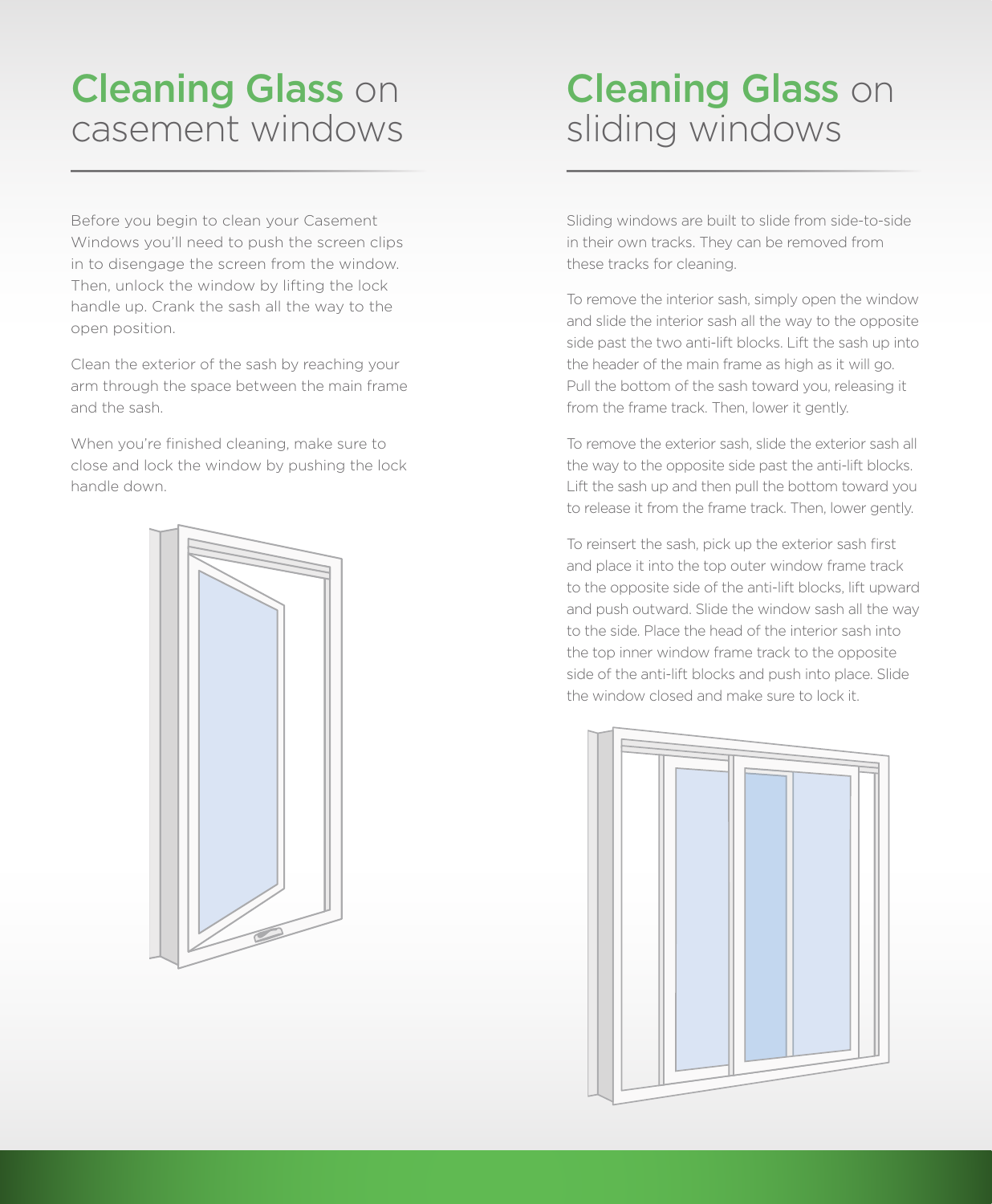# Cleaning Glass on casement windows

Before you begin to clean your Casement Windows you'll need to push the screen clips in to disengage the screen from the window. Then, unlock the window by lifting the lock handle up. Crank the sash all the way to the open position.

Clean the exterior of the sash by reaching your arm through the space between the main frame and the sash.

When you're finished cleaning, make sure to close and lock the window by pushing the lock handle down.

# Cleaning Glass on sliding windows

Sliding windows are built to slide from side-to-side in their own tracks. They can be removed from these tracks for cleaning.

To remove the interior sash, simply open the window and slide the interior sash all the way to the opposite side past the two anti-lift blocks. Lift the sash up into the header of the main frame as high as it will go. Pull the bottom of the sash toward you, releasing it from the frame track. Then, lower it gently.

To remove the exterior sash, slide the exterior sash all the way to the opposite side past the anti-lift blocks. Lift the sash up and then pull the bottom toward you to release it from the frame track. Then, lower gently.

To reinsert the sash, pick up the exterior sash first and place it into the top outer window frame track to the opposite side of the anti-lift blocks, lift upward and push outward. Slide the window sash all the way to the side. Place the head of the interior sash into the top inner window frame track to the opposite side of the anti-lift blocks and push into place. Slide the window closed and make sure to lock it.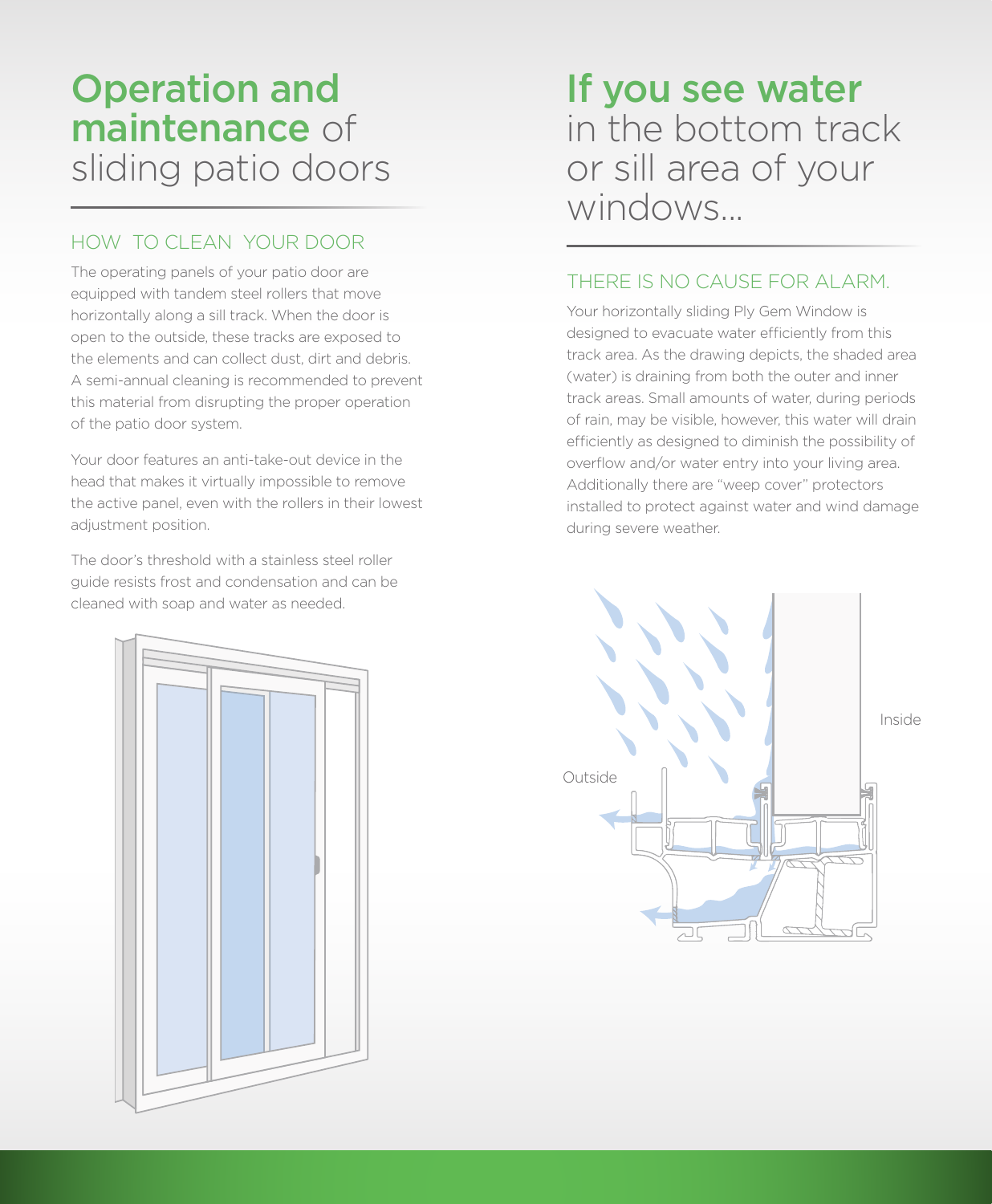# Operation and maintenance of sliding patio doors

## HOW TO CLEAN YOUR DOOR

The operating panels of your patio door are equipped with tandem steel rollers that move horizontally along a sill track. When the door is open to the outside, these tracks are exposed to the elements and can collect dust, dirt and debris. A semi-annual cleaning is recommended to prevent this material from disrupting the proper operation of the patio door system.

Your door features an anti-take-out device in the head that makes it virtually impossible to remove the active panel, even with the rollers in their lowest adjustment position.

The door's threshold with a stainless steel roller guide resists frost and condensation and can be cleaned with soap and water as needed.

# If you see water in the bottom track or sill area of your windows...

## THERE IS NO CAUSE FOR ALARM.

Your horizontally sliding Ply Gem Window is designed to evacuate water efficiently from this track area. As the drawing depicts, the shaded area (water) is draining from both the outer and inner track areas. Small amounts of water, during periods of rain, may be visible, however, this water will drain efficiently as designed to diminish the possibility of overflow and/or water entry into your living area. Additionally there are "weep cover" protectors installed to protect against water and wind damage during severe weather.

Outside

Inside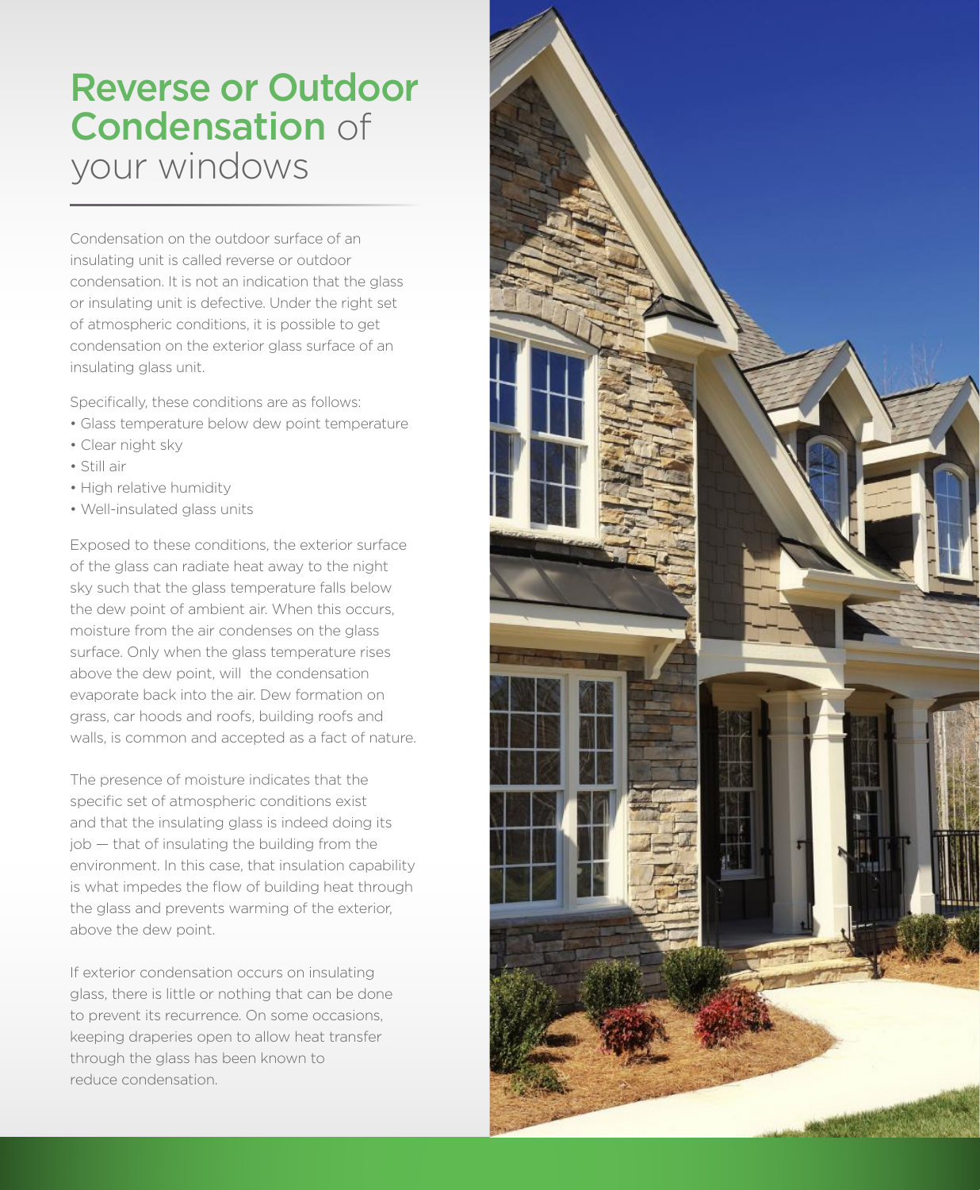# Reverse or Outdoor Condensation of your windows

Condensation on the outdoor surface of an insulating unit is called reverse or outdoor condensation. It is not an indication that the glass or insulating unit is defective. Under the right set of atmospheric conditions, it is possible to get condensation on the exterior glass surface of an insulating glass unit.

Specifically, these conditions are as follows:

- Glass temperature below dew point temperature
- Clear night sky
- Still air
- High relative humidity
- Well-insulated glass units

Exposed to these conditions, the exterior surface of the glass can radiate heat away to the night sky such that the glass temperature falls below the dew point of ambient air. When this occurs, moisture from the air condenses on the glass surface. Only when the glass temperature rises above the dew point, will the condensation evaporate back into the air. Dew formation on grass, car hoods and roofs, building roofs and walls, is common and accepted as a fact of nature.

The presence of moisture indicates that the specific set of atmospheric conditions exist and that the insulating glass is indeed doing its job — that of insulating the building from the environment. In this case, that insulation capability is what impedes the flow of building heat through the glass and prevents warming of the exterior, above the dew point.

If exterior condensation occurs on insulating glass, there is little or nothing that can be done to prevent its recurrence. On some occasions, keeping draperies open to allow heat transfer through the glass has been known to reduce condensation.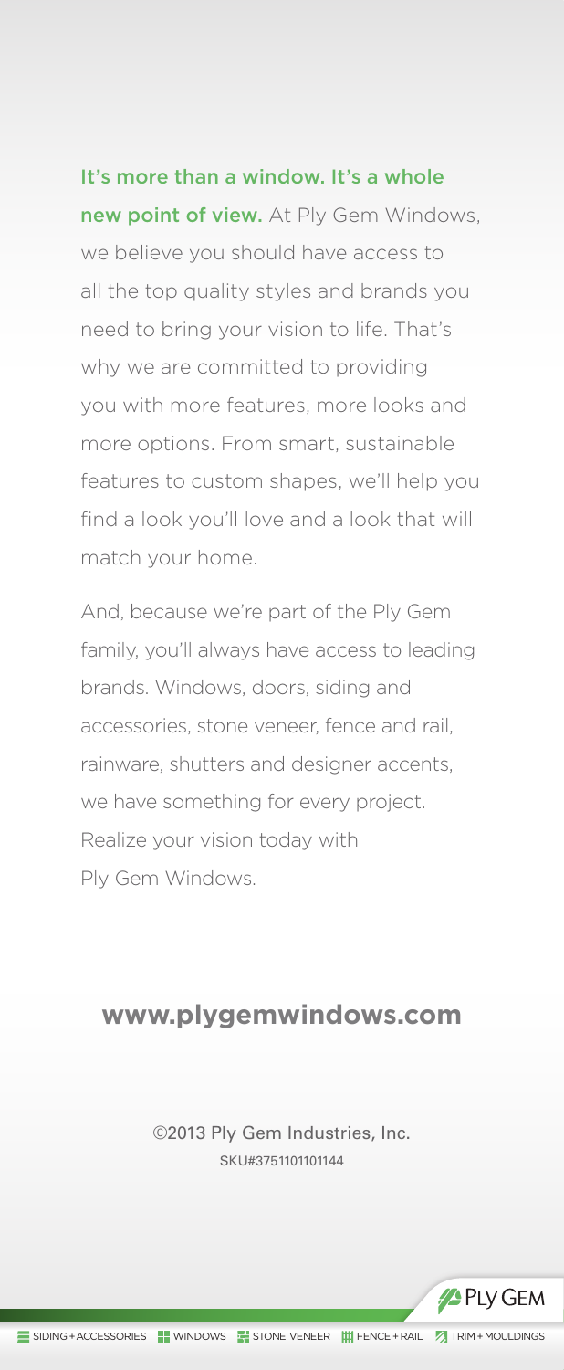**It's more than a window. It's a whole new point of view.** At Ply Gem Windows, we believe you should have access to all the top quality styles and brands you need to bring your vision to life. That's why we are committed to providing you with more features, more looks and more options. From smart, sustainable features to custom shapes, we'll help you find a look you'll love and a look that will match your home.

And, because we're part of the Ply Gem family, you'll always have access to leading brands. Windows, doors, siding and accessories, stone veneer, fence and rail, rainware, shutters and designer accents, we have something for every project. Realize your vision today with Ply Gem Windows.

**www.plygemwindows.com**

©2013 Ply Gem Industries, Inc.
SKU#3751101101144

PLY GEM

SIDING + ACCESSORIES | WINDOWS | STONE VENEER | FENCE + RAIL | TRIM + MOULDINGS